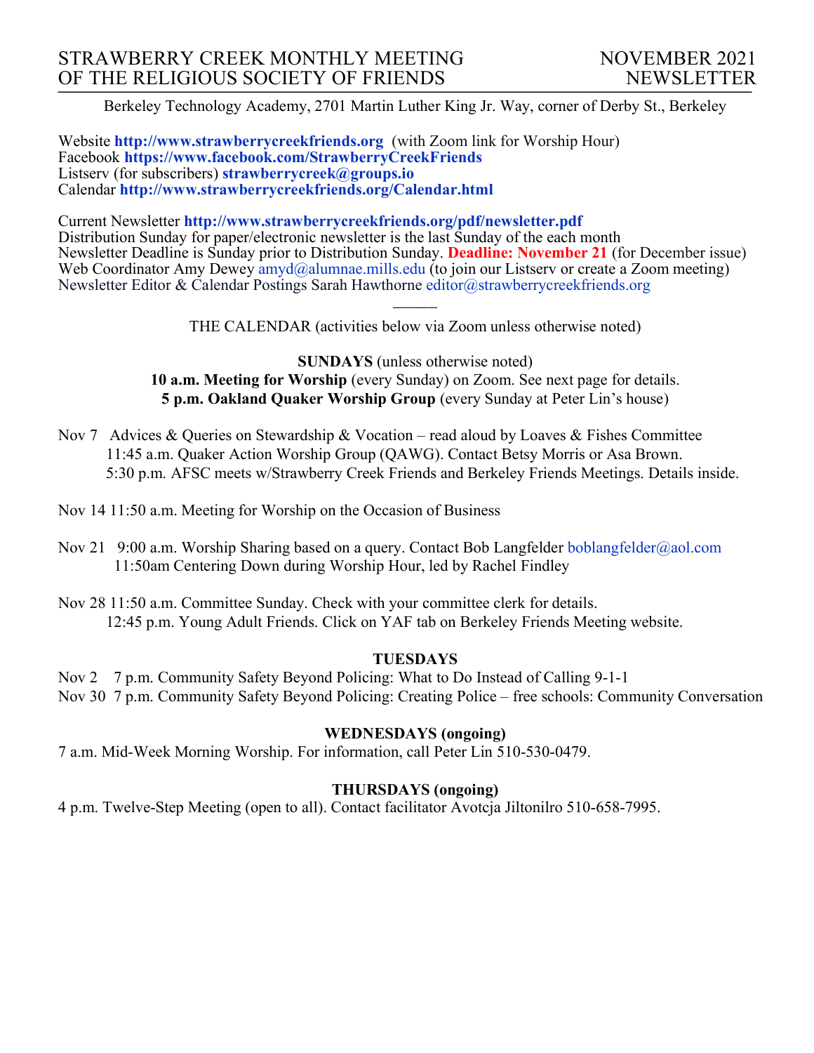# STRAWBERRY CREEK MONTHLY MEETING OF THE RELIGIOUS SOCIETY OF FRIENDS

## NOVEMBER 2021 NEWSLETTER

Berkeley Technology Academy, 2701 Martin Luther King Jr. Way, corner of Derby St., Berkeley

Website **http://www.strawberrycreekfriends.org** (with Zoom link for Worship Hour)
Facebook **https://www.facebook.com/StrawberryCreekFriends**
Listserv (for subscribers) **strawberrycreek@groups.io**
Calendar **http://www.strawberrycreekfriends.org/Calendar.html**

Current Newsletter **http://www.strawberrycreekfriends.org/pdf/newsletter.pdf**
Distribution Sunday for paper/electronic newsletter is the last Sunday of the each month
Newsletter Deadline is Sunday prior to Distribution Sunday. **Deadline: November 21** (for December issue)
Web Coordinator Amy Dewey amyd@alumnae.mills.edu (to join our Listserv or create a Zoom meeting)
Newsletter Editor & Calendar Postings Sarah Hawthorne editor@strawberrycreekfriends.org

———

THE CALENDAR (activities below via Zoom unless otherwise noted)

**SUNDAYS** (unless otherwise noted)
**10 a.m. Meeting for Worship** (every Sunday) on Zoom. See next page for details.
**5 p.m. Oakland Quaker Worship Group** (every Sunday at Peter Lin's house)

Nov 7 Advices & Queries on Stewardship & Vocation – read aloud by Loaves & Fishes Committee
11:45 a.m. Quaker Action Worship Group (QAWG). Contact Betsy Morris or Asa Brown.
5:30 p.m. AFSC meets w/Strawberry Creek Friends and Berkeley Friends Meetings. Details inside.

Nov 14 11:50 a.m. Meeting for Worship on the Occasion of Business

Nov 21 9:00 a.m. Worship Sharing based on a query. Contact Bob Langfelder boblangfelder@aol.com
11:50am Centering Down during Worship Hour, led by Rachel Findley

Nov 28 11:50 a.m. Committee Sunday. Check with your committee clerk for details.
12:45 p.m. Young Adult Friends. Click on YAF tab on Berkeley Friends Meeting website.

**TUESDAYS**

Nov 2 7 p.m. Community Safety Beyond Policing: What to Do Instead of Calling 9-1-1
Nov 30 7 p.m. Community Safety Beyond Policing: Creating Police – free schools: Community Conversation

**WEDNESDAYS (ongoing)**

7 a.m. Mid-Week Morning Worship. For information, call Peter Lin 510-530-0479.

**THURSDAYS (ongoing)**

4 p.m. Twelve-Step Meeting (open to all). Contact facilitator Avotcja Jiltonilro 510-658-7995.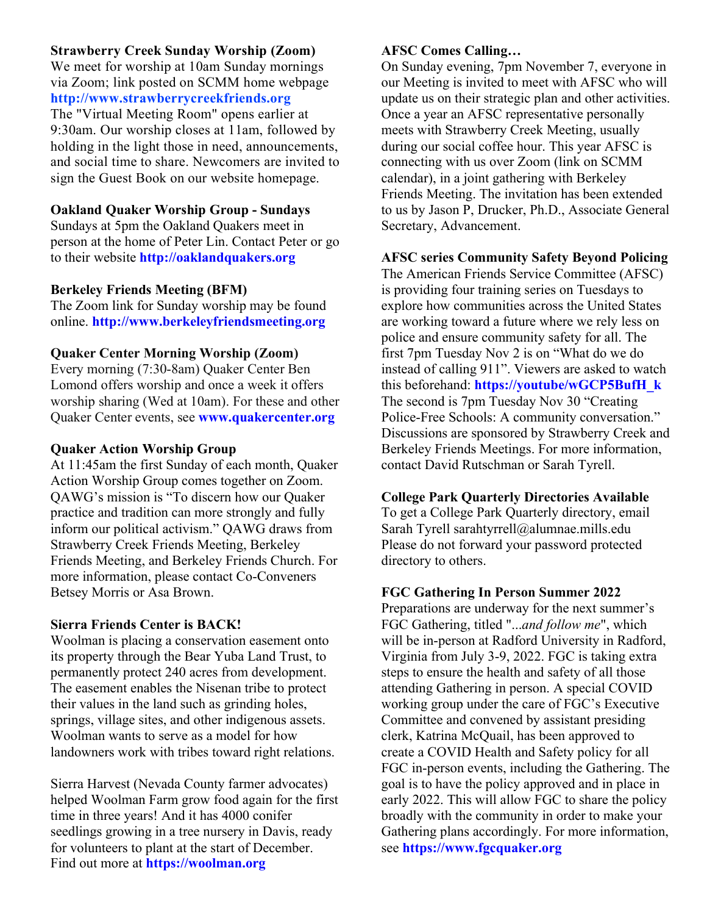**Strawberry Creek Sunday Worship (Zoom)**
We meet for worship at 10am Sunday mornings via Zoom; link posted on SCMM home webpage **http://www.strawberrycreekfriends.org** The "Virtual Meeting Room" opens earlier at 9:30am. Our worship closes at 11am, followed by holding in the light those in need, announcements, and social time to share. Newcomers are invited to sign the Guest Book on our website homepage.

**Oakland Quaker Worship Group - Sundays**
Sundays at 5pm the Oakland Quakers meet in person at the home of Peter Lin. Contact Peter or go to their website **http://oaklandquakers.org**

**Berkeley Friends Meeting (BFM)**
The Zoom link for Sunday worship may be found online. **http://www.berkeleyfriendsmeeting.org**

**Quaker Center Morning Worship (Zoom)**
Every morning (7:30-8am) Quaker Center Ben Lomond offers worship and once a week it offers worship sharing (Wed at 10am). For these and other Quaker Center events, see **www.quakercenter.org**

**Quaker Action Worship Group**
At 11:45am the first Sunday of each month, Quaker Action Worship Group comes together on Zoom. QAWG's mission is "To discern how our Quaker practice and tradition can more strongly and fully inform our political activism." QAWG draws from Strawberry Creek Friends Meeting, Berkeley Friends Meeting, and Berkeley Friends Church. For more information, please contact Co-Conveners Betsey Morris or Asa Brown.

**Sierra Friends Center is BACK!**
Woolman is placing a conservation easement onto its property through the Bear Yuba Land Trust, to permanently protect 240 acres from development. The easement enables the Nisenan tribe to protect their values in the land such as grinding holes, springs, village sites, and other indigenous assets. Woolman wants to serve as a model for how landowners work with tribes toward right relations.

Sierra Harvest (Nevada County farmer advocates) helped Woolman Farm grow food again for the first time in three years! And it has 4000 conifer seedlings growing in a tree nursery in Davis, ready for volunteers to plant at the start of December. Find out more at **https://woolman.org**

**AFSC Comes Calling…**
On Sunday evening, 7pm November 7, everyone in our Meeting is invited to meet with AFSC who will update us on their strategic plan and other activities. Once a year an AFSC representative personally meets with Strawberry Creek Meeting, usually during our social coffee hour. This year AFSC is connecting with us over Zoom (link on SCMM calendar), in a joint gathering with Berkeley Friends Meeting. The invitation has been extended to us by Jason P, Drucker, Ph.D., Associate General Secretary, Advancement.

**AFSC series Community Safety Beyond Policing**
The American Friends Service Committee (AFSC) is providing four training series on Tuesdays to explore how communities across the United States are working toward a future where we rely less on police and ensure community safety for all. The first 7pm Tuesday Nov 2 is on "What do we do instead of calling 911". Viewers are asked to watch this beforehand: **https://youtube/wGCP5BufH_k** The second is 7pm Tuesday Nov 30 "Creating Police-Free Schools: A community conversation." Discussions are sponsored by Strawberry Creek and Berkeley Friends Meetings. For more information, contact David Rutschman or Sarah Tyrell.

**College Park Quarterly Directories Available**
To get a College Park Quarterly directory, email Sarah Tyrell sarahtyrrell@alumnae.mills.edu Please do not forward your password protected directory to others.

**FGC Gathering In Person Summer 2022**
Preparations are underway for the next summer's FGC Gathering, titled "*...and follow me*", which will be in-person at Radford University in Radford, Virginia from July 3-9, 2022. FGC is taking extra steps to ensure the health and safety of all those attending Gathering in person. A special COVID working group under the care of FGC's Executive Committee and convened by assistant presiding clerk, Katrina McQuail, has been approved to create a COVID Health and Safety policy for all FGC in-person events, including the Gathering. The goal is to have the policy approved and in place in early 2022. This will allow FGC to share the policy broadly with the community in order to make your Gathering plans accordingly. For more information, see **https://www.fgcquaker.org**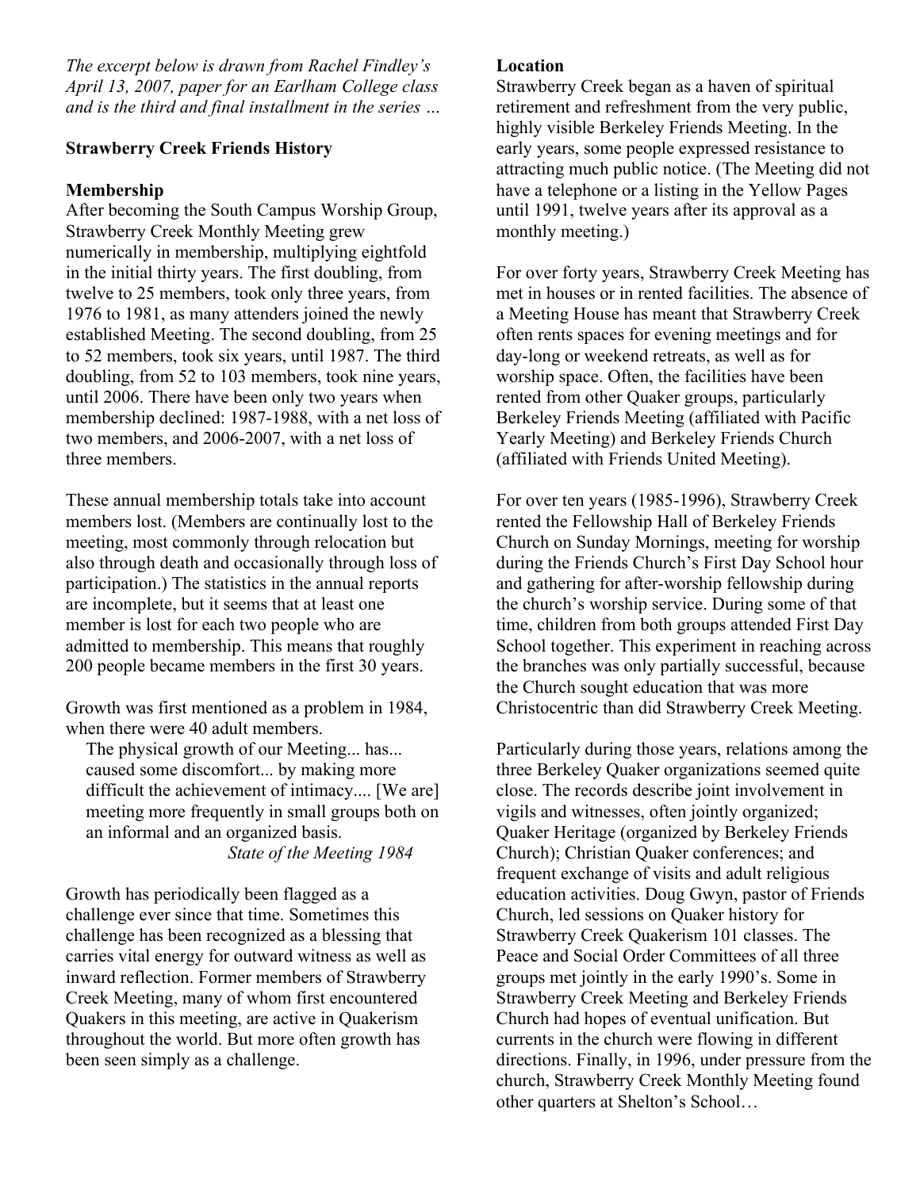*The excerpt below is drawn from Rachel Findley's April 13, 2007, paper for an Earlham College class and is the third and final installment in the series …*

**Strawberry Creek Friends History**

**Membership**

After becoming the South Campus Worship Group, Strawberry Creek Monthly Meeting grew numerically in membership, multiplying eightfold in the initial thirty years. The first doubling, from twelve to 25 members, took only three years, from 1976 to 1981, as many attenders joined the newly established Meeting. The second doubling, from 25 to 52 members, took six years, until 1987. The third doubling, from 52 to 103 members, took nine years, until 2006. There have been only two years when membership declined: 1987-1988, with a net loss of two members, and 2006-2007, with a net loss of three members.

These annual membership totals take into account members lost. (Members are continually lost to the meeting, most commonly through relocation but also through death and occasionally through loss of participation.) The statistics in the annual reports are incomplete, but it seems that at least one member is lost for each two people who are admitted to membership. This means that roughly 200 people became members in the first 30 years.

Growth was first mentioned as a problem in 1984, when there were 40 adult members.

> The physical growth of our Meeting... has... caused some discomfort... by making more difficult the achievement of intimacy.... [We are] meeting more frequently in small groups both on an informal and an organized basis.
> *State of the Meeting 1984*

Growth has periodically been flagged as a challenge ever since that time. Sometimes this challenge has been recognized as a blessing that carries vital energy for outward witness as well as inward reflection. Former members of Strawberry Creek Meeting, many of whom first encountered Quakers in this meeting, are active in Quakerism throughout the world. But more often growth has been seen simply as a challenge.

**Location**

Strawberry Creek began as a haven of spiritual retirement and refreshment from the very public, highly visible Berkeley Friends Meeting. In the early years, some people expressed resistance to attracting much public notice. (The Meeting did not have a telephone or a listing in the Yellow Pages until 1991, twelve years after its approval as a monthly meeting.)

For over forty years, Strawberry Creek Meeting has met in houses or in rented facilities. The absence of a Meeting House has meant that Strawberry Creek often rents spaces for evening meetings and for day-long or weekend retreats, as well as for worship space. Often, the facilities have been rented from other Quaker groups, particularly Berkeley Friends Meeting (affiliated with Pacific Yearly Meeting) and Berkeley Friends Church (affiliated with Friends United Meeting).

For over ten years (1985-1996), Strawberry Creek rented the Fellowship Hall of Berkeley Friends Church on Sunday Mornings, meeting for worship during the Friends Church's First Day School hour and gathering for after-worship fellowship during the church's worship service. During some of that time, children from both groups attended First Day School together. This experiment in reaching across the branches was only partially successful, because the Church sought education that was more Christocentric than did Strawberry Creek Meeting.

Particularly during those years, relations among the three Berkeley Quaker organizations seemed quite close. The records describe joint involvement in vigils and witnesses, often jointly organized; Quaker Heritage (organized by Berkeley Friends Church); Christian Quaker conferences; and frequent exchange of visits and adult religious education activities. Doug Gwyn, pastor of Friends Church, led sessions on Quaker history for Strawberry Creek Quakerism 101 classes. The Peace and Social Order Committees of all three groups met jointly in the early 1990's. Some in Strawberry Creek Meeting and Berkeley Friends Church had hopes of eventual unification. But currents in the church were flowing in different directions. Finally, in 1996, under pressure from the church, Strawberry Creek Monthly Meeting found other quarters at Shelton's School…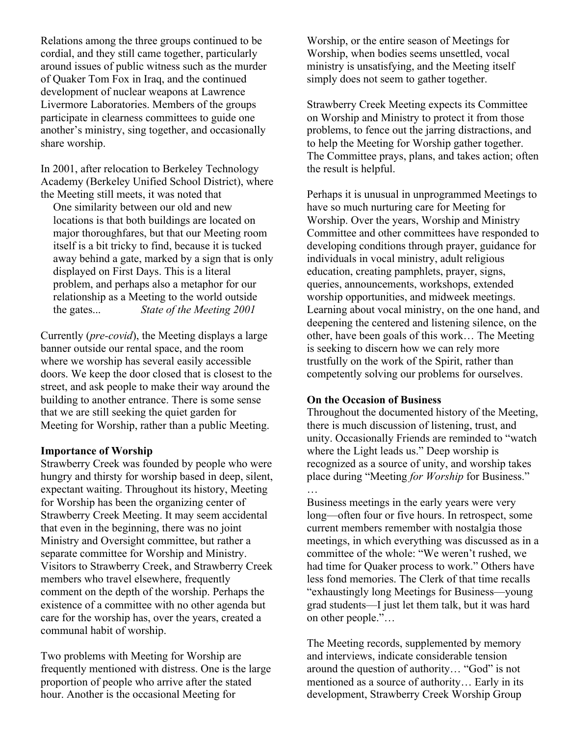Relations among the three groups continued to be cordial, and they still came together, particularly around issues of public witness such as the murder of Quaker Tom Fox in Iraq, and the continued development of nuclear weapons at Lawrence Livermore Laboratories. Members of the groups participate in clearness committees to guide one another's ministry, sing together, and occasionally share worship.

In 2001, after relocation to Berkeley Technology Academy (Berkeley Unified School District), where the Meeting still meets, it was noted that

> One similarity between our old and new locations is that both buildings are located on major thoroughfares, but that our Meeting room itself is a bit tricky to find, because it is tucked away behind a gate, marked by a sign that is only displayed on First Days. This is a literal problem, and perhaps also a metaphor for our relationship as a Meeting to the world outside the gates... *State of the Meeting 2001*

Currently (*pre-covid*), the Meeting displays a large banner outside our rental space, and the room where we worship has several easily accessible doors. We keep the door closed that is closest to the street, and ask people to make their way around the building to another entrance. There is some sense that we are still seeking the quiet garden for Meeting for Worship, rather than a public Meeting.

**Importance of Worship**

Strawberry Creek was founded by people who were hungry and thirsty for worship based in deep, silent, expectant waiting. Throughout its history, Meeting for Worship has been the organizing center of Strawberry Creek Meeting. It may seem accidental that even in the beginning, there was no joint Ministry and Oversight committee, but rather a separate committee for Worship and Ministry. Visitors to Strawberry Creek, and Strawberry Creek members who travel elsewhere, frequently comment on the depth of the worship. Perhaps the existence of a committee with no other agenda but care for the worship has, over the years, created a communal habit of worship.

Two problems with Meeting for Worship are frequently mentioned with distress. One is the large proportion of people who arrive after the stated hour. Another is the occasional Meeting for Worship, or the entire season of Meetings for Worship, when bodies seems unsettled, vocal ministry is unsatisfying, and the Meeting itself simply does not seem to gather together.

Strawberry Creek Meeting expects its Committee on Worship and Ministry to protect it from those problems, to fence out the jarring distractions, and to help the Meeting for Worship gather together. The Committee prays, plans, and takes action; often the result is helpful.

Perhaps it is unusual in unprogrammed Meetings to have so much nurturing care for Meeting for Worship. Over the years, Worship and Ministry Committee and other committees have responded to developing conditions through prayer, guidance for individuals in vocal ministry, adult religious education, creating pamphlets, prayer, signs, queries, announcements, workshops, extended worship opportunities, and midweek meetings. Learning about vocal ministry, on the one hand, and deepening the centered and listening silence, on the other, have been goals of this work… The Meeting is seeking to discern how we can rely more trustfully on the work of the Spirit, rather than competently solving our problems for ourselves.

**On the Occasion of Business**

Throughout the documented history of the Meeting, there is much discussion of listening, trust, and unity. Occasionally Friends are reminded to "watch where the Light leads us." Deep worship is recognized as a source of unity, and worship takes place during "Meeting *for Worship* for Business." …

Business meetings in the early years were very long—often four or five hours. In retrospect, some current members remember with nostalgia those meetings, in which everything was discussed as in a committee of the whole: "We weren't rushed, we had time for Quaker process to work." Others have less fond memories. The Clerk of that time recalls "exhaustingly long Meetings for Business—young grad students—I just let them talk, but it was hard on other people."…

The Meeting records, supplemented by memory and interviews, indicate considerable tension around the question of authority… "God" is not mentioned as a source of authority… Early in its development, Strawberry Creek Worship Group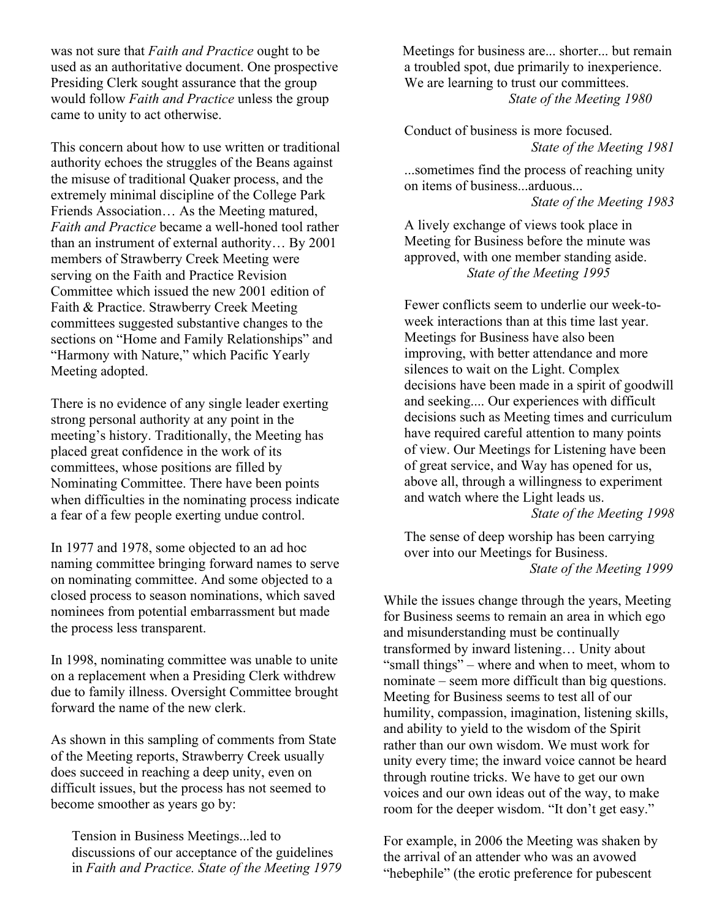was not sure that *Faith and Practice* ought to be used as an authoritative document. One prospective Presiding Clerk sought assurance that the group would follow *Faith and Practice* unless the group came to unity to act otherwise.

This concern about how to use written or traditional authority echoes the struggles of the Beans against the misuse of traditional Quaker process, and the extremely minimal discipline of the College Park Friends Association… As the Meeting matured, *Faith and Practice* became a well-honed tool rather than an instrument of external authority… By 2001 members of Strawberry Creek Meeting were serving on the Faith and Practice Revision Committee which issued the new 2001 edition of Faith & Practice. Strawberry Creek Meeting committees suggested substantive changes to the sections on "Home and Family Relationships" and "Harmony with Nature," which Pacific Yearly Meeting adopted.

There is no evidence of any single leader exerting strong personal authority at any point in the meeting's history. Traditionally, the Meeting has placed great confidence in the work of its committees, whose positions are filled by Nominating Committee. There have been points when difficulties in the nominating process indicate a fear of a few people exerting undue control.

In 1977 and 1978, some objected to an ad hoc naming committee bringing forward names to serve on nominating committee. And some objected to a closed process to season nominations, which saved nominees from potential embarrassment but made the process less transparent.

In 1998, nominating committee was unable to unite on a replacement when a Presiding Clerk withdrew due to family illness. Oversight Committee brought forward the name of the new clerk.

As shown in this sampling of comments from State of the Meeting reports, Strawberry Creek usually does succeed in reaching a deep unity, even on difficult issues, but the process has not seemed to become smoother as years go by:

> Tension in Business Meetings...led to discussions of our acceptance of the guidelines in *Faith and Practice. State of the Meeting 1979*

> Meetings for business are... shorter... but remain a troubled spot, due primarily to inexperience. We are learning to trust our committees.
> *State of the Meeting 1980*

> Conduct of business is more focused.
> *State of the Meeting 1981*

> ...sometimes find the process of reaching unity on items of business...arduous...
> *State of the Meeting 1983*

> A lively exchange of views took place in Meeting for Business before the minute was approved, with one member standing aside.
> *State of the Meeting 1995*

> Fewer conflicts seem to underlie our week-to-week interactions than at this time last year. Meetings for Business have also been improving, with better attendance and more silences to wait on the Light. Complex decisions have been made in a spirit of goodwill and seeking.... Our experiences with difficult decisions such as Meeting times and curriculum have required careful attention to many points of view. Our Meetings for Listening have been of great service, and Way has opened for us, above all, through a willingness to experiment and watch where the Light leads us.
> *State of the Meeting 1998*

> The sense of deep worship has been carrying over into our Meetings for Business.
> *State of the Meeting 1999*

While the issues change through the years, Meeting for Business seems to remain an area in which ego and misunderstanding must be continually transformed by inward listening… Unity about "small things" – where and when to meet, whom to nominate – seem more difficult than big questions. Meeting for Business seems to test all of our humility, compassion, imagination, listening skills, and ability to yield to the wisdom of the Spirit rather than our own wisdom. We must work for unity every time; the inward voice cannot be heard through routine tricks. We have to get our own voices and our own ideas out of the way, to make room for the deeper wisdom. "It don't get easy."

For example, in 2006 the Meeting was shaken by the arrival of an attender who was an avowed "hebephile" (the erotic preference for pubescent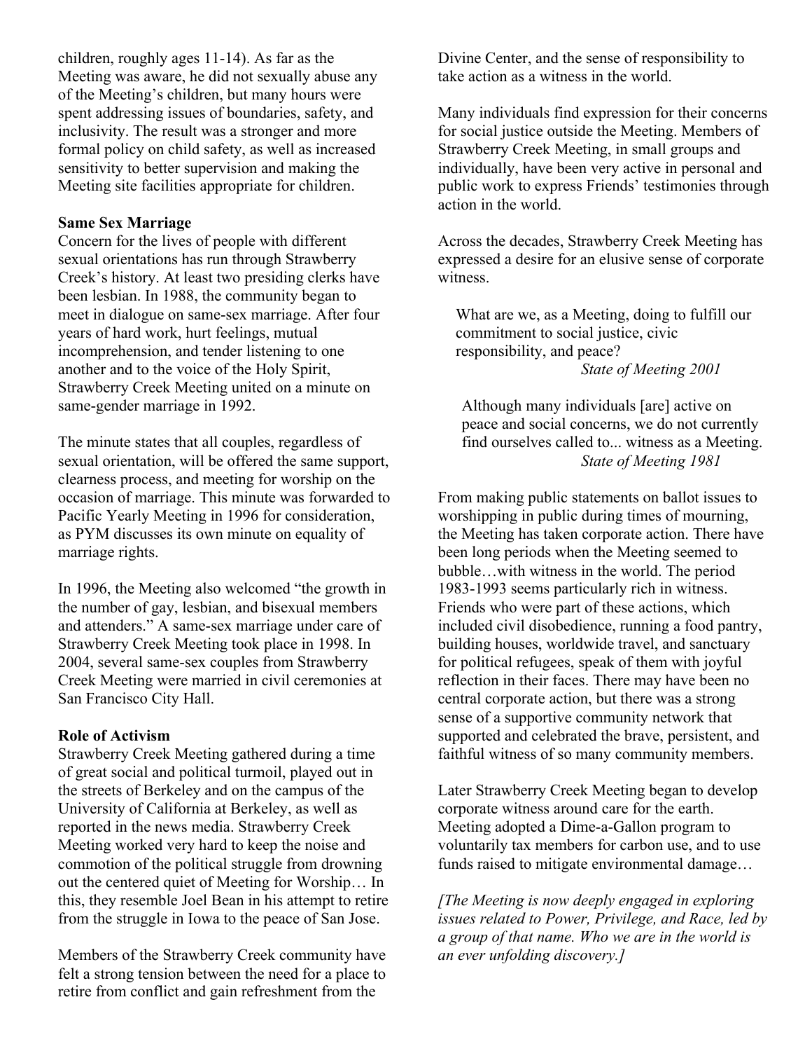children, roughly ages 11-14). As far as the Meeting was aware, he did not sexually abuse any of the Meeting's children, but many hours were spent addressing issues of boundaries, safety, and inclusivity. The result was a stronger and more formal policy on child safety, as well as increased sensitivity to better supervision and making the Meeting site facilities appropriate for children.

**Same Sex Marriage**

Concern for the lives of people with different sexual orientations has run through Strawberry Creek's history. At least two presiding clerks have been lesbian. In 1988, the community began to meet in dialogue on same-sex marriage. After four years of hard work, hurt feelings, mutual incomprehension, and tender listening to one another and to the voice of the Holy Spirit, Strawberry Creek Meeting united on a minute on same-gender marriage in 1992.

The minute states that all couples, regardless of sexual orientation, will be offered the same support, clearness process, and meeting for worship on the occasion of marriage. This minute was forwarded to Pacific Yearly Meeting in 1996 for consideration, as PYM discusses its own minute on equality of marriage rights.

In 1996, the Meeting also welcomed "the growth in the number of gay, lesbian, and bisexual members and attenders." A same-sex marriage under care of Strawberry Creek Meeting took place in 1998. In 2004, several same-sex couples from Strawberry Creek Meeting were married in civil ceremonies at San Francisco City Hall.

**Role of Activism**

Strawberry Creek Meeting gathered during a time of great social and political turmoil, played out in the streets of Berkeley and on the campus of the University of California at Berkeley, as well as reported in the news media. Strawberry Creek Meeting worked very hard to keep the noise and commotion of the political struggle from drowning out the centered quiet of Meeting for Worship… In this, they resemble Joel Bean in his attempt to retire from the struggle in Iowa to the peace of San Jose.

Members of the Strawberry Creek community have felt a strong tension between the need for a place to retire from conflict and gain refreshment from the Divine Center, and the sense of responsibility to take action as a witness in the world.

Many individuals find expression for their concerns for social justice outside the Meeting. Members of Strawberry Creek Meeting, in small groups and individually, have been very active in personal and public work to express Friends' testimonies through action in the world.

Across the decades, Strawberry Creek Meeting has expressed a desire for an elusive sense of corporate witness.

> What are we, as a Meeting, doing to fulfill our commitment to social justice, civic responsibility, and peace?
> *State of Meeting 2001*

> Although many individuals [are] active on peace and social concerns, we do not currently find ourselves called to... witness as a Meeting.
> *State of Meeting 1981*

From making public statements on ballot issues to worshipping in public during times of mourning, the Meeting has taken corporate action. There have been long periods when the Meeting seemed to bubble…with witness in the world. The period 1983-1993 seems particularly rich in witness. Friends who were part of these actions, which included civil disobedience, running a food pantry, building houses, worldwide travel, and sanctuary for political refugees, speak of them with joyful reflection in their faces. There may have been no central corporate action, but there was a strong sense of a supportive community network that supported and celebrated the brave, persistent, and faithful witness of so many community members.

Later Strawberry Creek Meeting began to develop corporate witness around care for the earth. Meeting adopted a Dime-a-Gallon program to voluntarily tax members for carbon use, and to use funds raised to mitigate environmental damage…

*[The Meeting is now deeply engaged in exploring issues related to Power, Privilege, and Race, led by a group of that name. Who we are in the world is an ever unfolding discovery.]*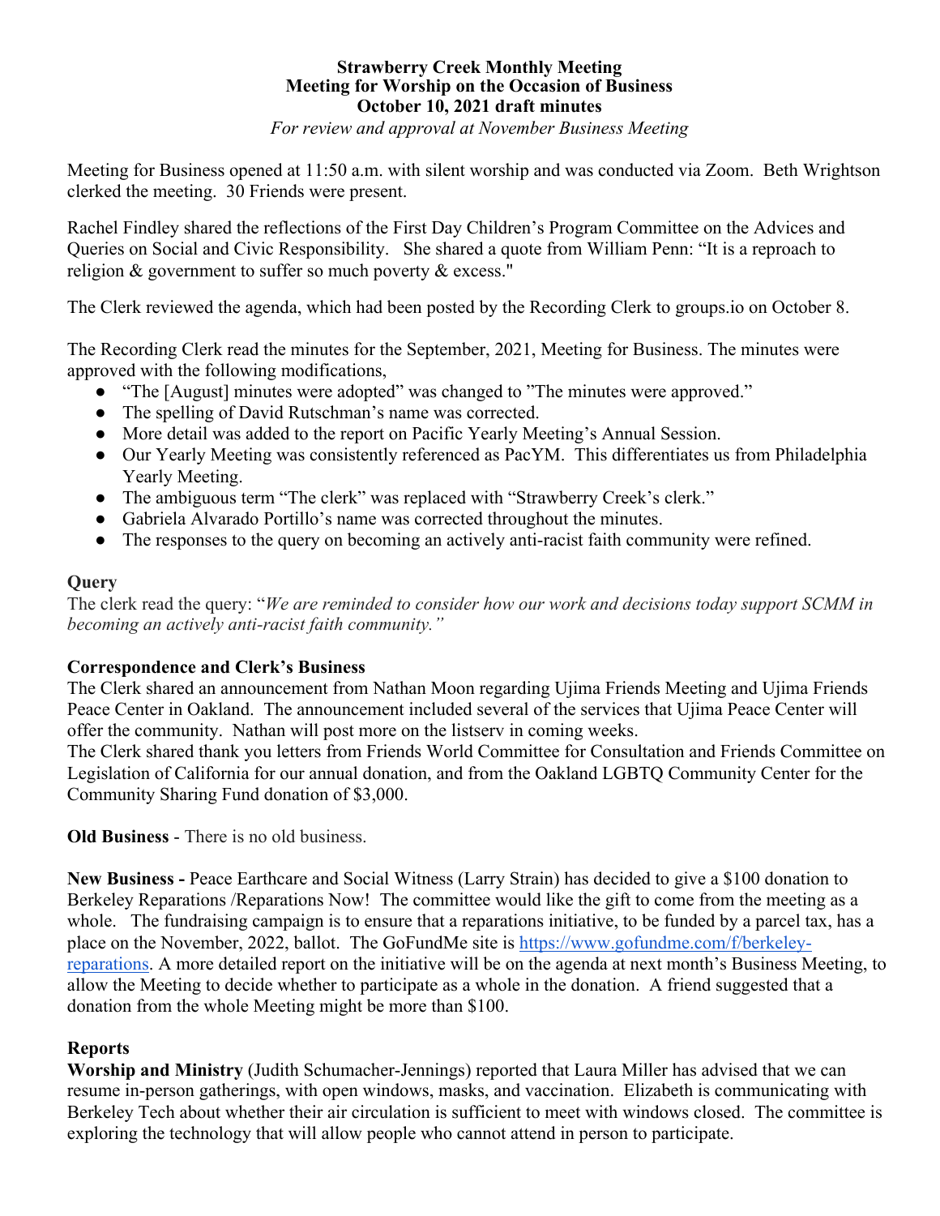**Strawberry Creek Monthly Meeting**
**Meeting for Worship on the Occasion of Business**
**October 10, 2021 draft minutes**
*For review and approval at November Business Meeting*

Meeting for Business opened at 11:50 a.m. with silent worship and was conducted via Zoom. Beth Wrightson clerked the meeting. 30 Friends were present.

Rachel Findley shared the reflections of the First Day Children's Program Committee on the Advices and Queries on Social and Civic Responsibility. She shared a quote from William Penn: "It is a reproach to religion & government to suffer so much poverty & excess."

The Clerk reviewed the agenda, which had been posted by the Recording Clerk to groups.io on October 8.

The Recording Clerk read the minutes for the September, 2021, Meeting for Business. The minutes were approved with the following modifications,

- "The [August] minutes were adopted" was changed to "The minutes were approved."
- The spelling of David Rutschman's name was corrected.
- More detail was added to the report on Pacific Yearly Meeting's Annual Session.
- Our Yearly Meeting was consistently referenced as PacYM. This differentiates us from Philadelphia Yearly Meeting.
- The ambiguous term "The clerk" was replaced with "Strawberry Creek's clerk."
- Gabriela Alvarado Portillo's name was corrected throughout the minutes.
- The responses to the query on becoming an actively anti-racist faith community were refined.

**Query**
The clerk read the query: "*We are reminded to consider how our work and decisions today support SCMM in becoming an actively anti-racist faith community.*"

**Correspondence and Clerk's Business**
The Clerk shared an announcement from Nathan Moon regarding Ujima Friends Meeting and Ujima Friends Peace Center in Oakland. The announcement included several of the services that Ujima Peace Center will offer the community. Nathan will post more on the listserv in coming weeks.
The Clerk shared thank you letters from Friends World Committee for Consultation and Friends Committee on Legislation of California for our annual donation, and from the Oakland LGBTQ Community Center for the Community Sharing Fund donation of $3,000.

**Old Business** - There is no old business.

**New Business -** Peace Earthcare and Social Witness (Larry Strain) has decided to give a $100 donation to Berkeley Reparations /Reparations Now! The committee would like the gift to come from the meeting as a whole. The fundraising campaign is to ensure that a reparations initiative, to be funded by a parcel tax, has a place on the November, 2022, ballot. The GoFundMe site is https://www.gofundme.com/f/berkeley-reparations. A more detailed report on the initiative will be on the agenda at next month's Business Meeting, to allow the Meeting to decide whether to participate as a whole in the donation. A friend suggested that a donation from the whole Meeting might be more than $100.

**Reports**
**Worship and Ministry** (Judith Schumacher-Jennings) reported that Laura Miller has advised that we can resume in-person gatherings, with open windows, masks, and vaccination. Elizabeth is communicating with Berkeley Tech about whether their air circulation is sufficient to meet with windows closed. The committee is exploring the technology that will allow people who cannot attend in person to participate.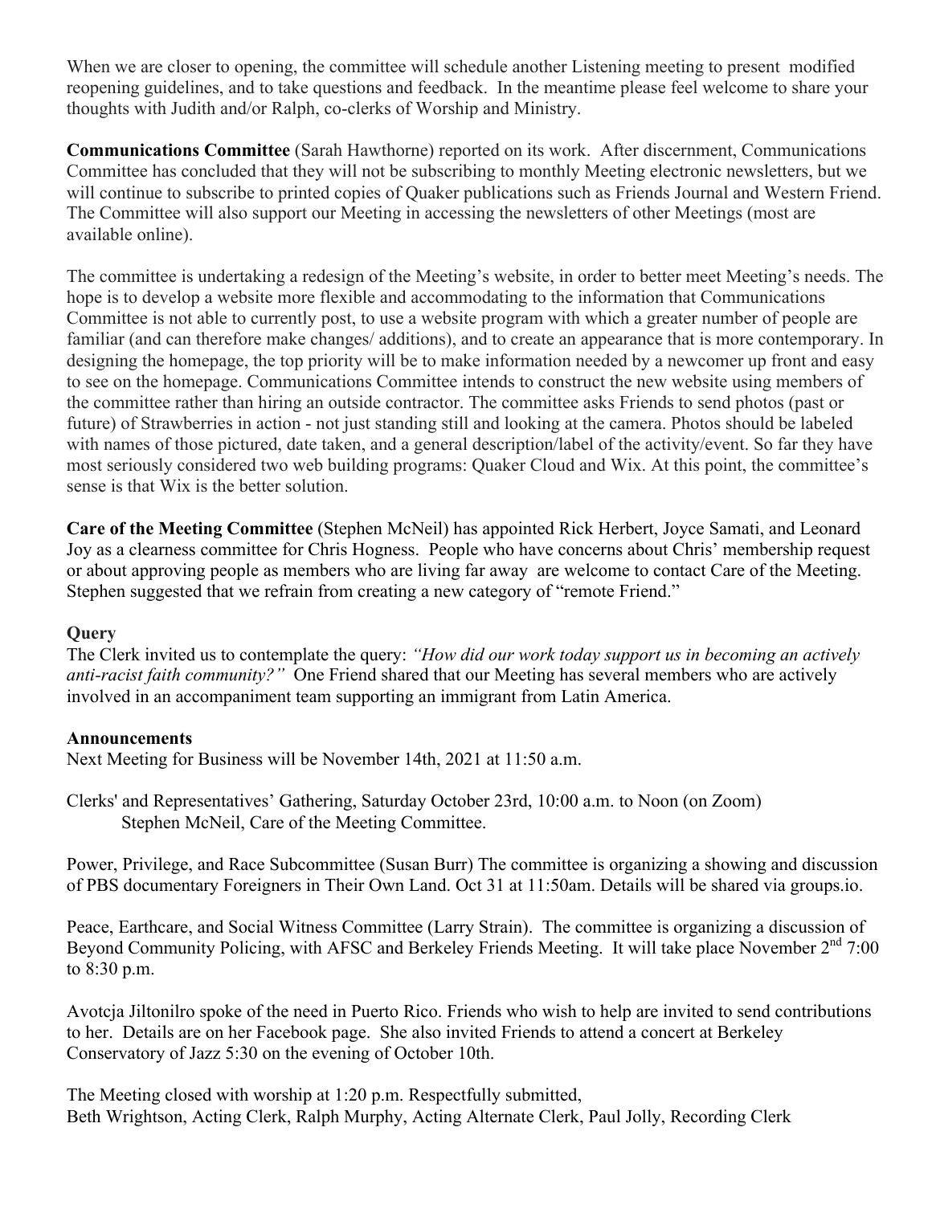When we are closer to opening, the committee will schedule another Listening meeting to present modified reopening guidelines, and to take questions and feedback. In the meantime please feel welcome to share your thoughts with Judith and/or Ralph, co-clerks of Worship and Ministry.

**Communications Committee** (Sarah Hawthorne) reported on its work. After discernment, Communications Committee has concluded that they will not be subscribing to monthly Meeting electronic newsletters, but we will continue to subscribe to printed copies of Quaker publications such as Friends Journal and Western Friend. The Committee will also support our Meeting in accessing the newsletters of other Meetings (most are available online).

The committee is undertaking a redesign of the Meeting's website, in order to better meet Meeting's needs. The hope is to develop a website more flexible and accommodating to the information that Communications Committee is not able to currently post, to use a website program with which a greater number of people are familiar (and can therefore make changes/ additions), and to create an appearance that is more contemporary. In designing the homepage, the top priority will be to make information needed by a newcomer up front and easy to see on the homepage. Communications Committee intends to construct the new website using members of the committee rather than hiring an outside contractor. The committee asks Friends to send photos (past or future) of Strawberries in action - not just standing still and looking at the camera. Photos should be labeled with names of those pictured, date taken, and a general description/label of the activity/event. So far they have most seriously considered two web building programs: Quaker Cloud and Wix. At this point, the committee's sense is that Wix is the better solution.

**Care of the Meeting Committee** (Stephen McNeil) has appointed Rick Herbert, Joyce Samati, and Leonard Joy as a clearness committee for Chris Hogness. People who have concerns about Chris' membership request or about approving people as members who are living far away are welcome to contact Care of the Meeting. Stephen suggested that we refrain from creating a new category of "remote Friend."

### Query

The Clerk invited us to contemplate the query: *"How did our work today support us in becoming an actively anti-racist faith community?"* One Friend shared that our Meeting has several members who are actively involved in an accompaniment team supporting an immigrant from Latin America.

### Announcements

Next Meeting for Business will be November 14th, 2021 at 11:50 a.m.

Clerks' and Representatives' Gathering, Saturday October 23rd, 10:00 a.m. to Noon (on Zoom)
Stephen McNeil, Care of the Meeting Committee.

Power, Privilege, and Race Subcommittee (Susan Burr) The committee is organizing a showing and discussion of PBS documentary Foreigners in Their Own Land. Oct 31 at 11:50am. Details will be shared via groups.io.

Peace, Earthcare, and Social Witness Committee (Larry Strain). The committee is organizing a discussion of Beyond Community Policing, with AFSC and Berkeley Friends Meeting. It will take place November 2nd 7:00 to 8:30 p.m.

Avotcja Jiltonilro spoke of the need in Puerto Rico. Friends who wish to help are invited to send contributions to her. Details are on her Facebook page. She also invited Friends to attend a concert at Berkeley Conservatory of Jazz 5:30 on the evening of October 10th.

The Meeting closed with worship at 1:20 p.m. Respectfully submitted,
Beth Wrightson, Acting Clerk, Ralph Murphy, Acting Alternate Clerk, Paul Jolly, Recording Clerk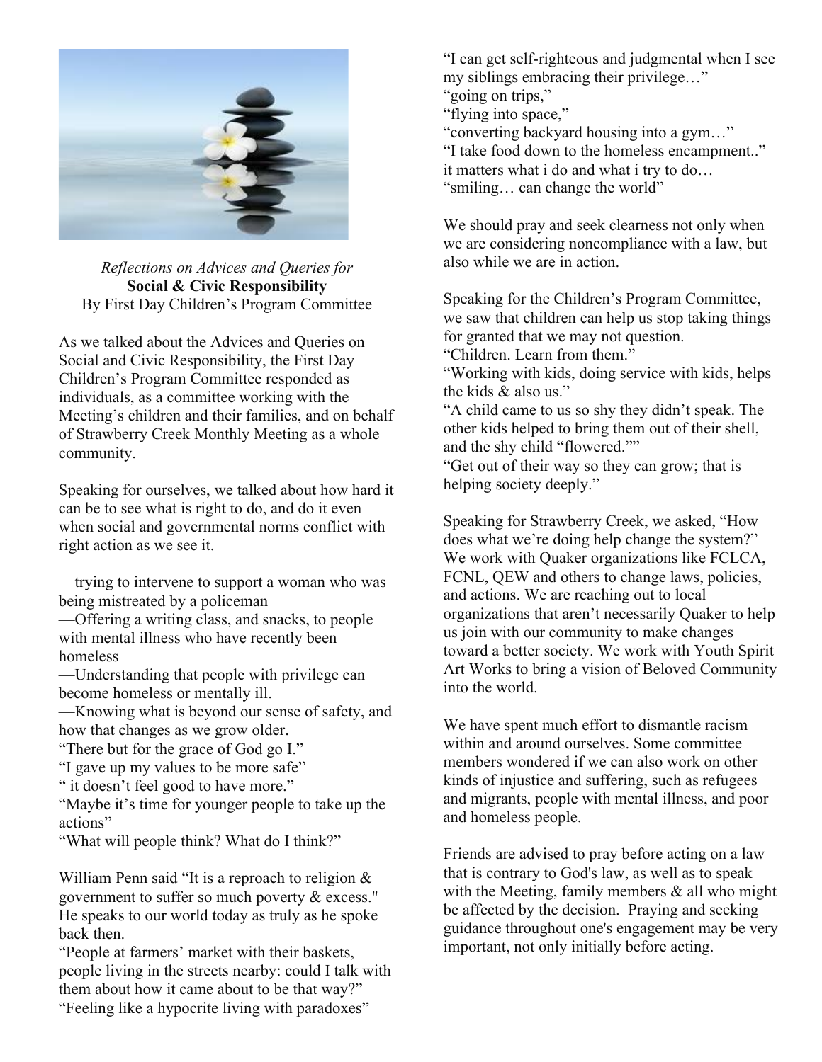*Reflections on Advices and Queries for*
**Social & Civic Responsibility**
By First Day Children's Program Committee

As we talked about the Advices and Queries on Social and Civic Responsibility, the First Day Children's Program Committee responded as individuals, as a committee working with the Meeting's children and their families, and on behalf of Strawberry Creek Monthly Meeting as a whole community.

Speaking for ourselves, we talked about how hard it can be to see what is right to do, and do it even when social and governmental norms conflict with right action as we see it.

—trying to intervene to support a woman who was being mistreated by a policeman
—Offering a writing class, and snacks, to people with mental illness who have recently been homeless
—Understanding that people with privilege can become homeless or mentally ill.
—Knowing what is beyond our sense of safety, and how that changes as we grow older.
"There but for the grace of God go I."
"I gave up my values to be more safe"
" it doesn't feel good to have more."
"Maybe it's time for younger people to take up the actions"
"What will people think? What do I think?"

William Penn said "It is a reproach to religion & government to suffer so much poverty & excess." He speaks to our world today as truly as he spoke back then.
"People at farmers' market with their baskets, people living in the streets nearby: could I talk with them about how it came about to be that way?"
"Feeling like a hypocrite living with paradoxes"
"I can get self-righteous and judgmental when I see my siblings embracing their privilege…"
"going on trips,"
"flying into space,"
"converting backyard housing into a gym…"
"I take food down to the homeless encampment.."
it matters what i do and what i try to do…
"smiling… can change the world"

We should pray and seek clearness not only when we are considering noncompliance with a law, but also while we are in action.

Speaking for the Children's Program Committee, we saw that children can help us stop taking things for granted that we may not question.
"Children. Learn from them."
"Working with kids, doing service with kids, helps the kids & also us."
"A child came to us so shy they didn't speak. The other kids helped to bring them out of their shell, and the shy child "flowered.""
"Get out of their way so they can grow; that is helping society deeply."

Speaking for Strawberry Creek, we asked, "How does what we're doing help change the system?" We work with Quaker organizations like FCLCA, FCNL, QEW and others to change laws, policies, and actions. We are reaching out to local organizations that aren't necessarily Quaker to help us join with our community to make changes toward a better society. We work with Youth Spirit Art Works to bring a vision of Beloved Community into the world.

We have spent much effort to dismantle racism within and around ourselves. Some committee members wondered if we can also work on other kinds of injustice and suffering, such as refugees and migrants, people with mental illness, and poor and homeless people.

Friends are advised to pray before acting on a law that is contrary to God's law, as well as to speak with the Meeting, family members & all who might be affected by the decision. Praying and seeking guidance throughout one's engagement may be very important, not only initially before acting.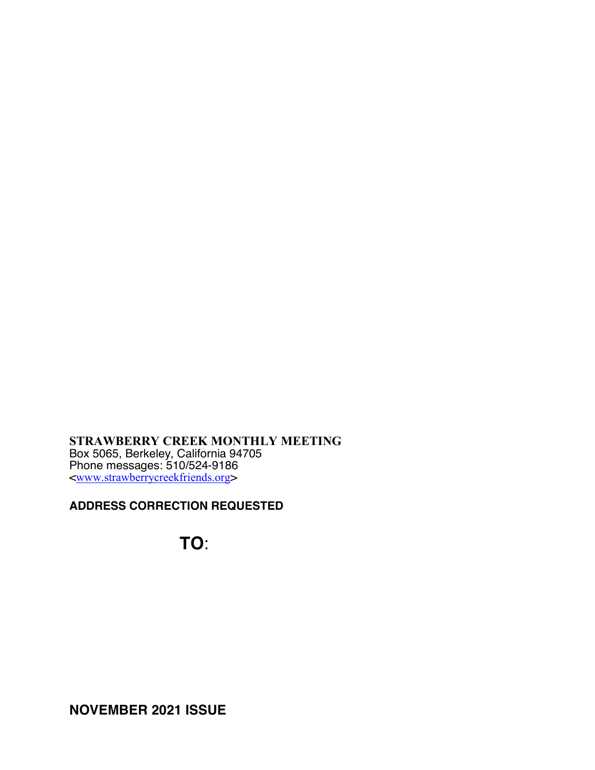**STRAWBERRY CREEK MONTHLY MEETING**
Box 5065, Berkeley, California 94705
Phone messages: 510/524-9186
<www.strawberrycreekfriends.org>

**ADDRESS CORRECTION REQUESTED**

**TO**:

**NOVEMBER 2021 ISSUE**